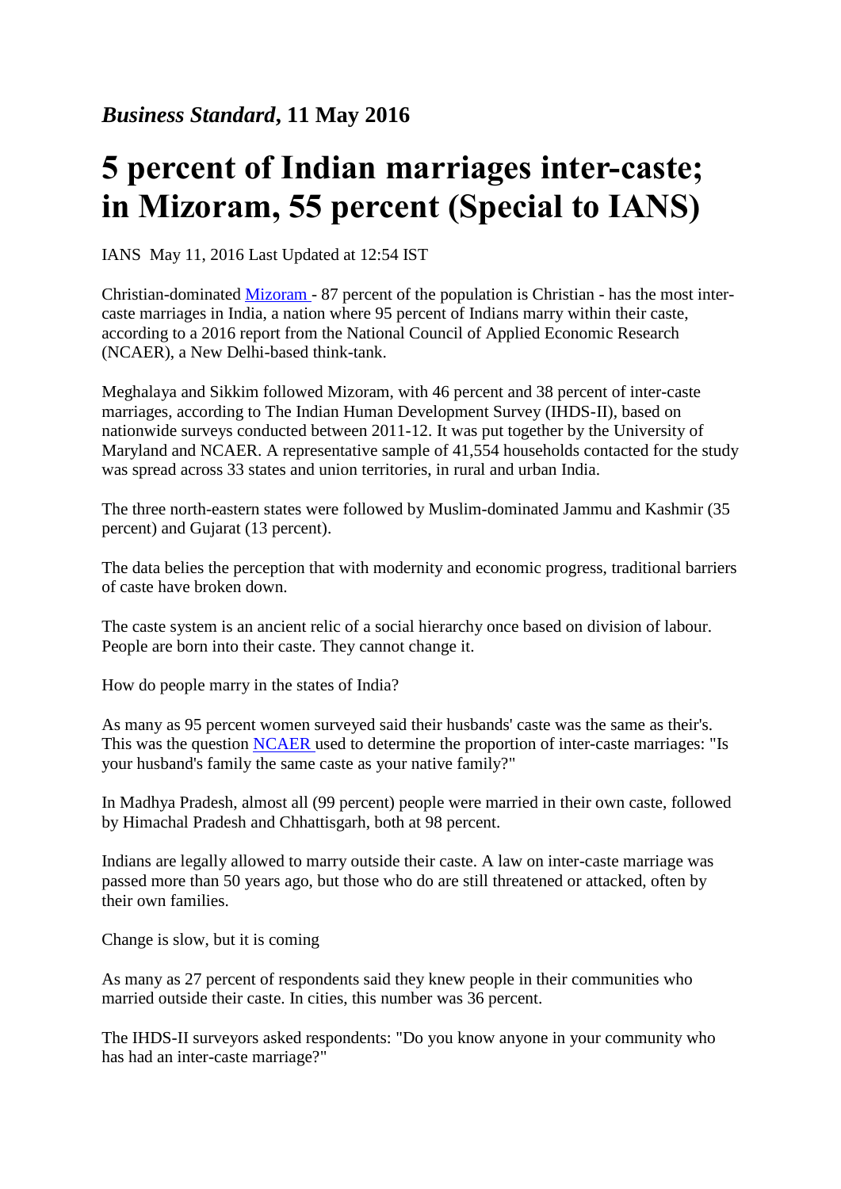***Business Standard*, 11 May 2016**

# 5 percent of Indian marriages inter-caste; in Mizoram, 55 percent (Special to IANS)

IANS May 11, 2016 Last Updated at 12:54 IST

Christian-dominated Mizoram - 87 percent of the population is Christian - has the most inter-caste marriages in India, a nation where 95 percent of Indians marry within their caste, according to a 2016 report from the National Council of Applied Economic Research (NCAER), a New Delhi-based think-tank.

Meghalaya and Sikkim followed Mizoram, with 46 percent and 38 percent of inter-caste marriages, according to The Indian Human Development Survey (IHDS-II), based on nationwide surveys conducted between 2011-12. It was put together by the University of Maryland and NCAER. A representative sample of 41,554 households contacted for the study was spread across 33 states and union territories, in rural and urban India.

The three north-eastern states were followed by Muslim-dominated Jammu and Kashmir (35 percent) and Gujarat (13 percent).

The data belies the perception that with modernity and economic progress, traditional barriers of caste have broken down.

The caste system is an ancient relic of a social hierarchy once based on division of labour. People are born into their caste. They cannot change it.

How do people marry in the states of India?

As many as 95 percent women surveyed said their husbands' caste was the same as their's. This was the question NCAER used to determine the proportion of inter-caste marriages: "Is your husband's family the same caste as your native family?"

In Madhya Pradesh, almost all (99 percent) people were married in their own caste, followed by Himachal Pradesh and Chhattisgarh, both at 98 percent.

Indians are legally allowed to marry outside their caste. A law on inter-caste marriage was passed more than 50 years ago, but those who do are still threatened or attacked, often by their own families.

Change is slow, but it is coming

As many as 27 percent of respondents said they knew people in their communities who married outside their caste. In cities, this number was 36 percent.

The IHDS-II surveyors asked respondents: "Do you know anyone in your community who has had an inter-caste marriage?"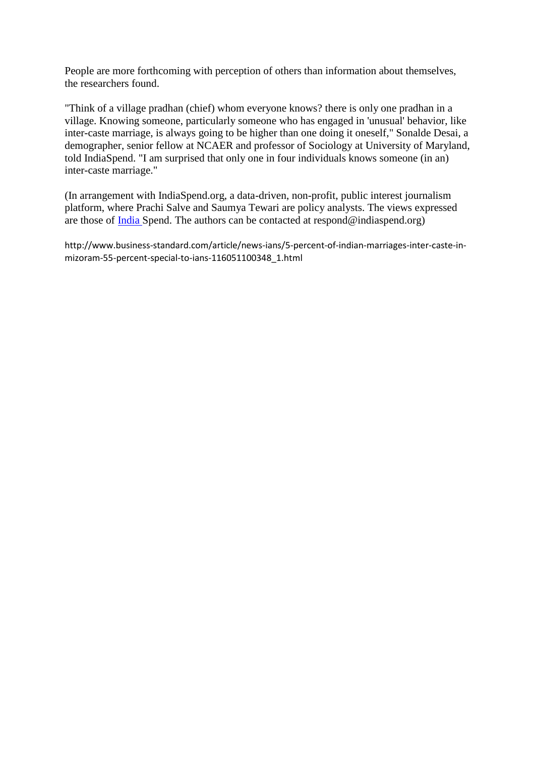People are more forthcoming with perception of others than information about themselves, the researchers found.

"Think of a village pradhan (chief) whom everyone knows? there is only one pradhan in a village. Knowing someone, particularly someone who has engaged in 'unusual' behavior, like inter-caste marriage, is always going to be higher than one doing it oneself," Sonalde Desai, a demographer, senior fellow at NCAER and professor of Sociology at University of Maryland, told IndiaSpend. "I am surprised that only one in four individuals knows someone (in an) inter-caste marriage."

(In arrangement with IndiaSpend.org, a data-driven, non-profit, public interest journalism platform, where Prachi Salve and Saumya Tewari are policy analysts. The views expressed are those of [India ]Spend. The authors can be contacted at respond@indiaspend.org)

http://www.business-standard.com/article/news-ians/5-percent-of-indian-marriages-inter-caste-in-mizoram-55-percent-special-to-ians-116051100348_1.html